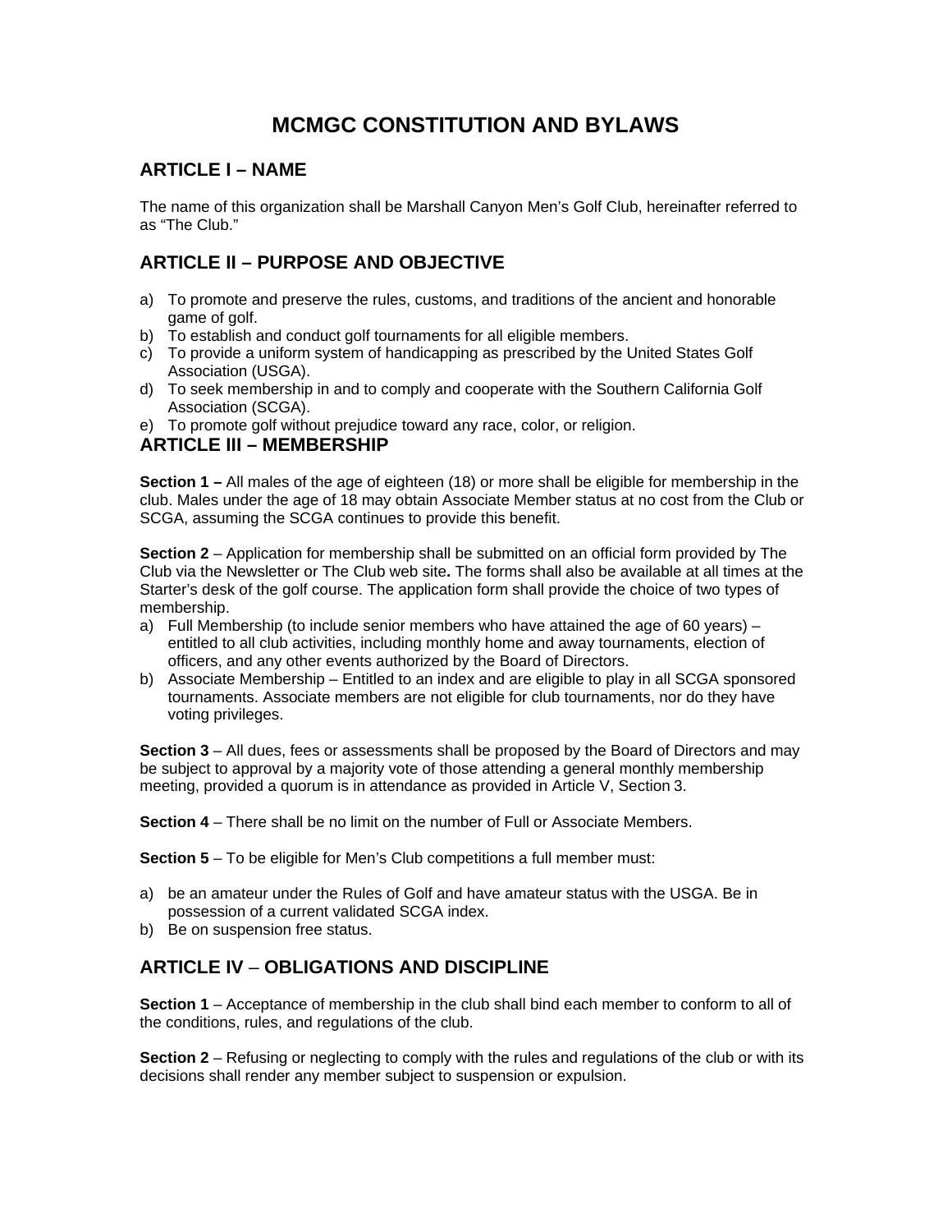# MCMGC CONSTITUTION AND BYLAWS

## ARTICLE I – NAME

The name of this organization shall be Marshall Canyon Men's Golf Club, hereinafter referred to as "The Club."

## ARTICLE II – PURPOSE AND OBJECTIVE

a) To promote and preserve the rules, customs, and traditions of the ancient and honorable game of golf.
b) To establish and conduct golf tournaments for all eligible members.
c) To provide a uniform system of handicapping as prescribed by the United States Golf Association (USGA).
d) To seek membership in and to comply and cooperate with the Southern California Golf Association (SCGA).
e) To promote golf without prejudice toward any race, color, or religion.

## ARTICLE III – MEMBERSHIP

**Section 1 –** All males of the age of eighteen (18) or more shall be eligible for membership in the club. Males under the age of 18 may obtain Associate Member status at no cost from the Club or SCGA, assuming the SCGA continues to provide this benefit.

**Section 2** – Application for membership shall be submitted on an official form provided by The Club via the Newsletter or The Club web site**.** The forms shall also be available at all times at the Starter's desk of the golf course. The application form shall provide the choice of two types of membership.

a) Full Membership (to include senior members who have attained the age of 60 years) – entitled to all club activities, including monthly home and away tournaments, election of officers, and any other events authorized by the Board of Directors.
b) Associate Membership – Entitled to an index and are eligible to play in all SCGA sponsored tournaments. Associate members are not eligible for club tournaments, nor do they have voting privileges.

**Section 3** – All dues, fees or assessments shall be proposed by the Board of Directors and may be subject to approval by a majority vote of those attending a general monthly membership meeting, provided a quorum is in attendance as provided in Article V, Section 3.

**Section 4** – There shall be no limit on the number of Full or Associate Members.

**Section 5** – To be eligible for Men's Club competitions a full member must:

a) be an amateur under the Rules of Golf and have amateur status with the USGA. Be in possession of a current validated SCGA index.
b) Be on suspension free status.

## ARTICLE IV – OBLIGATIONS AND DISCIPLINE

**Section 1** – Acceptance of membership in the club shall bind each member to conform to all of the conditions, rules, and regulations of the club.

**Section 2** – Refusing or neglecting to comply with the rules and regulations of the club or with its decisions shall render any member subject to suspension or expulsion.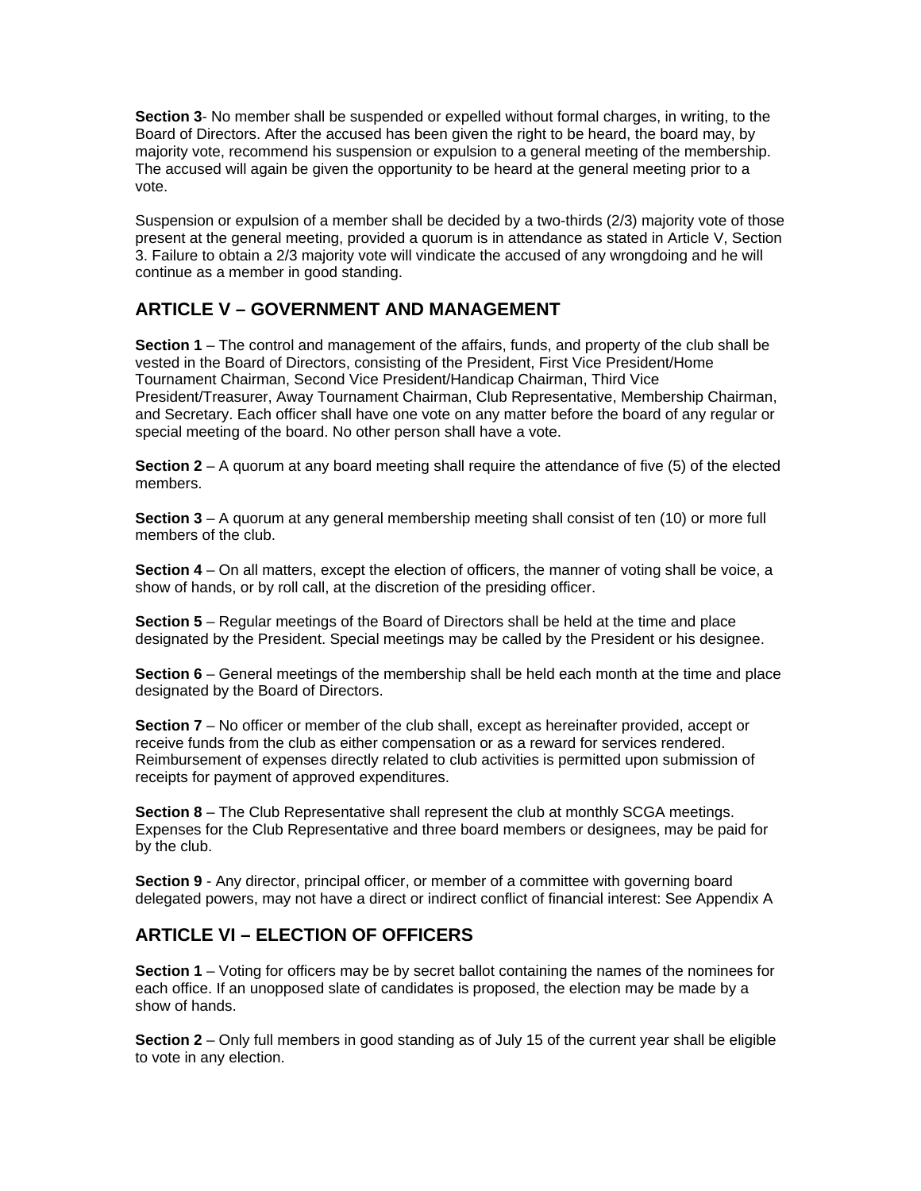**Section 3**- No member shall be suspended or expelled without formal charges, in writing, to the Board of Directors. After the accused has been given the right to be heard, the board may, by majority vote, recommend his suspension or expulsion to a general meeting of the membership. The accused will again be given the opportunity to be heard at the general meeting prior to a vote.

Suspension or expulsion of a member shall be decided by a two-thirds (2/3) majority vote of those present at the general meeting, provided a quorum is in attendance as stated in Article V, Section 3. Failure to obtain a 2/3 majority vote will vindicate the accused of any wrongdoing and he will continue as a member in good standing.

## ARTICLE V – GOVERNMENT AND MANAGEMENT

**Section 1** – The control and management of the affairs, funds, and property of the club shall be vested in the Board of Directors, consisting of the President, First Vice President/Home Tournament Chairman, Second Vice President/Handicap Chairman, Third Vice President/Treasurer, Away Tournament Chairman, Club Representative, Membership Chairman, and Secretary. Each officer shall have one vote on any matter before the board of any regular or special meeting of the board. No other person shall have a vote.

**Section 2** – A quorum at any board meeting shall require the attendance of five (5) of the elected members.

**Section 3** – A quorum at any general membership meeting shall consist of ten (10) or more full members of the club.

**Section 4** – On all matters, except the election of officers, the manner of voting shall be voice, a show of hands, or by roll call, at the discretion of the presiding officer.

**Section 5** – Regular meetings of the Board of Directors shall be held at the time and place designated by the President. Special meetings may be called by the President or his designee.

**Section 6** – General meetings of the membership shall be held each month at the time and place designated by the Board of Directors.

**Section 7** – No officer or member of the club shall, except as hereinafter provided, accept or receive funds from the club as either compensation or as a reward for services rendered. Reimbursement of expenses directly related to club activities is permitted upon submission of receipts for payment of approved expenditures.

**Section 8** – The Club Representative shall represent the club at monthly SCGA meetings. Expenses for the Club Representative and three board members or designees, may be paid for by the club.

**Section 9** - Any director, principal officer, or member of a committee with governing board delegated powers, may not have a direct or indirect conflict of financial interest: See Appendix A

## ARTICLE VI – ELECTION OF OFFICERS

**Section 1** – Voting for officers may be by secret ballot containing the names of the nominees for each office. If an unopposed slate of candidates is proposed, the election may be made by a show of hands.

**Section 2** – Only full members in good standing as of July 15 of the current year shall be eligible to vote in any election.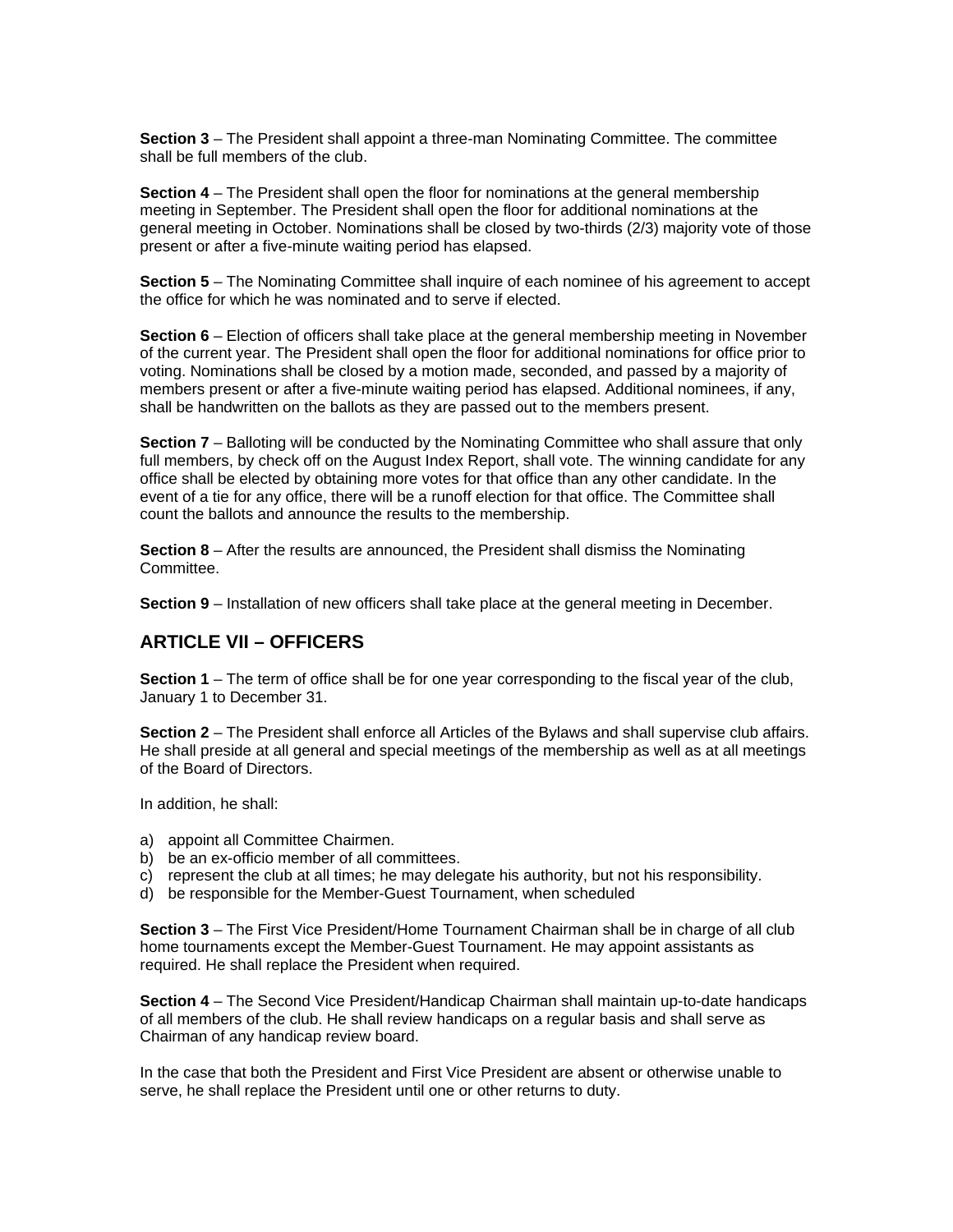**Section 3** – The President shall appoint a three-man Nominating Committee. The committee shall be full members of the club.

**Section 4** – The President shall open the floor for nominations at the general membership meeting in September. The President shall open the floor for additional nominations at the general meeting in October. Nominations shall be closed by two-thirds (2/3) majority vote of those present or after a five-minute waiting period has elapsed.

**Section 5** – The Nominating Committee shall inquire of each nominee of his agreement to accept the office for which he was nominated and to serve if elected.

**Section 6** – Election of officers shall take place at the general membership meeting in November of the current year. The President shall open the floor for additional nominations for office prior to voting. Nominations shall be closed by a motion made, seconded, and passed by a majority of members present or after a five-minute waiting period has elapsed. Additional nominees, if any, shall be handwritten on the ballots as they are passed out to the members present.

**Section 7** – Balloting will be conducted by the Nominating Committee who shall assure that only full members, by check off on the August Index Report, shall vote. The winning candidate for any office shall be elected by obtaining more votes for that office than any other candidate. In the event of a tie for any office, there will be a runoff election for that office. The Committee shall count the ballots and announce the results to the membership.

**Section 8** – After the results are announced, the President shall dismiss the Nominating Committee.

**Section 9** – Installation of new officers shall take place at the general meeting in December.

## ARTICLE VII – OFFICERS

**Section 1** – The term of office shall be for one year corresponding to the fiscal year of the club, January 1 to December 31.

**Section 2** – The President shall enforce all Articles of the Bylaws and shall supervise club affairs. He shall preside at all general and special meetings of the membership as well as at all meetings of the Board of Directors.

In addition, he shall:

a) appoint all Committee Chairmen.
b) be an ex-officio member of all committees.
c) represent the club at all times; he may delegate his authority, but not his responsibility.
d) be responsible for the Member-Guest Tournament, when scheduled

**Section 3** – The First Vice President/Home Tournament Chairman shall be in charge of all club home tournaments except the Member-Guest Tournament. He may appoint assistants as required. He shall replace the President when required.

**Section 4** – The Second Vice President/Handicap Chairman shall maintain up-to-date handicaps of all members of the club. He shall review handicaps on a regular basis and shall serve as Chairman of any handicap review board.

In the case that both the President and First Vice President are absent or otherwise unable to serve, he shall replace the President until one or other returns to duty.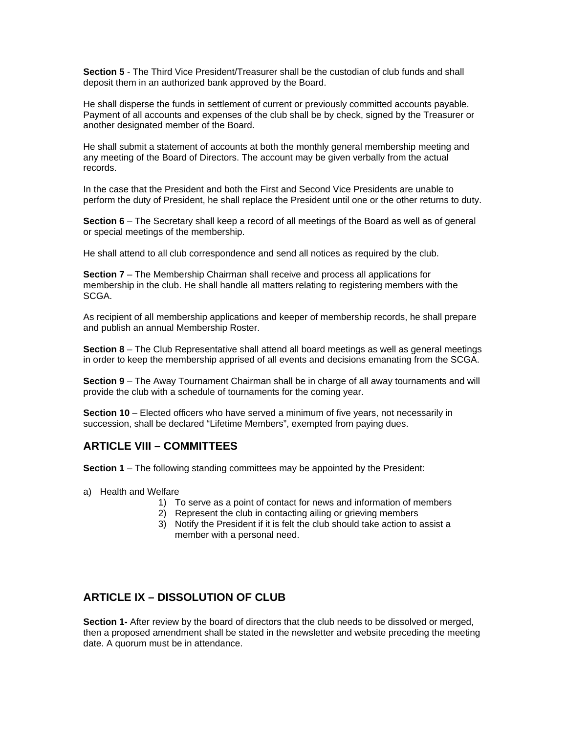**Section 5** - The Third Vice President/Treasurer shall be the custodian of club funds and shall deposit them in an authorized bank approved by the Board.

He shall disperse the funds in settlement of current or previously committed accounts payable. Payment of all accounts and expenses of the club shall be by check, signed by the Treasurer or another designated member of the Board.

He shall submit a statement of accounts at both the monthly general membership meeting and any meeting of the Board of Directors. The account may be given verbally from the actual records.

In the case that the President and both the First and Second Vice Presidents are unable to perform the duty of President, he shall replace the President until one or the other returns to duty.

**Section 6** – The Secretary shall keep a record of all meetings of the Board as well as of general or special meetings of the membership.

He shall attend to all club correspondence and send all notices as required by the club.

**Section 7** – The Membership Chairman shall receive and process all applications for membership in the club. He shall handle all matters relating to registering members with the SCGA.

As recipient of all membership applications and keeper of membership records, he shall prepare and publish an annual Membership Roster.

**Section 8** – The Club Representative shall attend all board meetings as well as general meetings in order to keep the membership apprised of all events and decisions emanating from the SCGA.

**Section 9** – The Away Tournament Chairman shall be in charge of all away tournaments and will provide the club with a schedule of tournaments for the coming year.

**Section 10** – Elected officers who have served a minimum of five years, not necessarily in succession, shall be declared "Lifetime Members", exempted from paying dues.

## ARTICLE VIII – COMMITTEES

**Section 1** – The following standing committees may be appointed by the President:

a) Health and Welfare
   1) To serve as a point of contact for news and information of members
   2) Represent the club in contacting ailing or grieving members
   3) Notify the President if it is felt the club should take action to assist a member with a personal need.

## ARTICLE IX – DISSOLUTION OF CLUB

**Section 1-** After review by the board of directors that the club needs to be dissolved or merged, then a proposed amendment shall be stated in the newsletter and website preceding the meeting date. A quorum must be in attendance.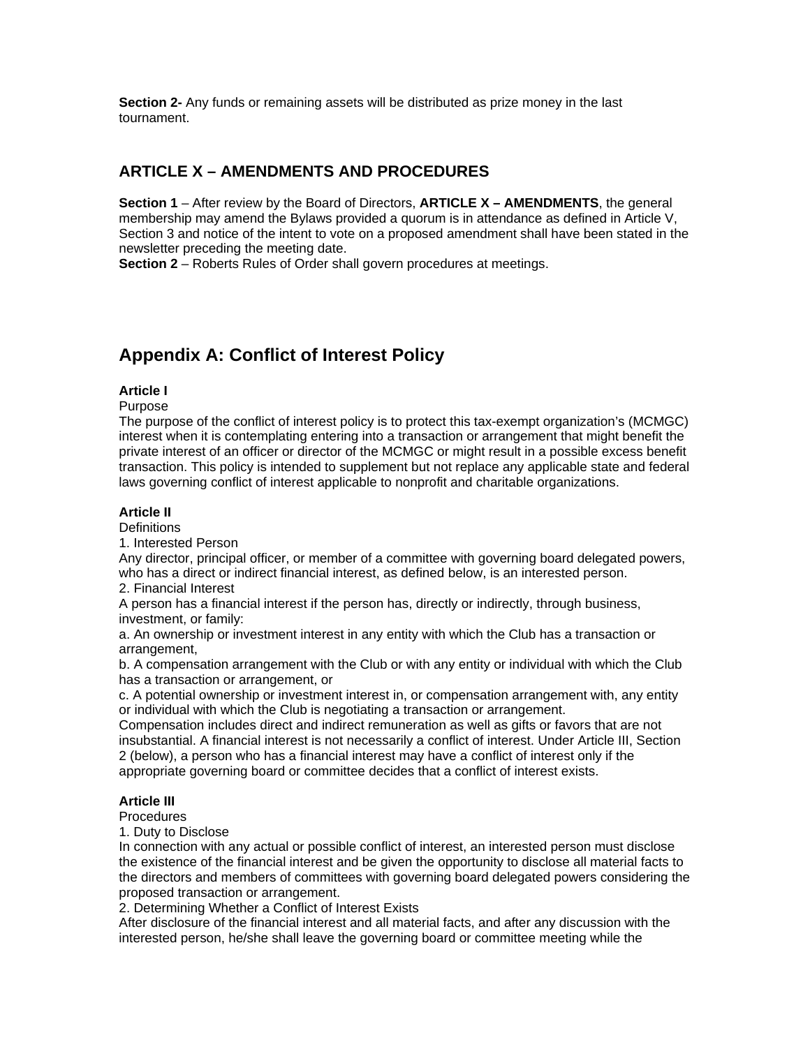**Section 2-** Any funds or remaining assets will be distributed as prize money in the last tournament.

## ARTICLE X – AMENDMENTS AND PROCEDURES

**Section 1** – After review by the Board of Directors, **ARTICLE X – AMENDMENTS**, the general membership may amend the Bylaws provided a quorum is in attendance as defined in Article V, Section 3 and notice of the intent to vote on a proposed amendment shall have been stated in the newsletter preceding the meeting date.
**Section 2** – Roberts Rules of Order shall govern procedures at meetings.

# Appendix A: Conflict of Interest Policy

**Article I**
Purpose
The purpose of the conflict of interest policy is to protect this tax-exempt organization's (MCMGC) interest when it is contemplating entering into a transaction or arrangement that might benefit the private interest of an officer or director of the MCMGC or might result in a possible excess benefit transaction. This policy is intended to supplement but not replace any applicable state and federal laws governing conflict of interest applicable to nonprofit and charitable organizations.

**Article II**
Definitions
1. Interested Person
Any director, principal officer, or member of a committee with governing board delegated powers, who has a direct or indirect financial interest, as defined below, is an interested person.
2. Financial Interest
A person has a financial interest if the person has, directly or indirectly, through business, investment, or family:
a. An ownership or investment interest in any entity with which the Club has a transaction or arrangement,
b. A compensation arrangement with the Club or with any entity or individual with which the Club has a transaction or arrangement, or
c. A potential ownership or investment interest in, or compensation arrangement with, any entity or individual with which the Club is negotiating a transaction or arrangement.
Compensation includes direct and indirect remuneration as well as gifts or favors that are not insubstantial. A financial interest is not necessarily a conflict of interest. Under Article III, Section 2 (below), a person who has a financial interest may have a conflict of interest only if the appropriate governing board or committee decides that a conflict of interest exists.

**Article III**
Procedures
1. Duty to Disclose
In connection with any actual or possible conflict of interest, an interested person must disclose the existence of the financial interest and be given the opportunity to disclose all material facts to the directors and members of committees with governing board delegated powers considering the proposed transaction or arrangement.
2. Determining Whether a Conflict of Interest Exists
After disclosure of the financial interest and all material facts, and after any discussion with the interested person, he/she shall leave the governing board or committee meeting while the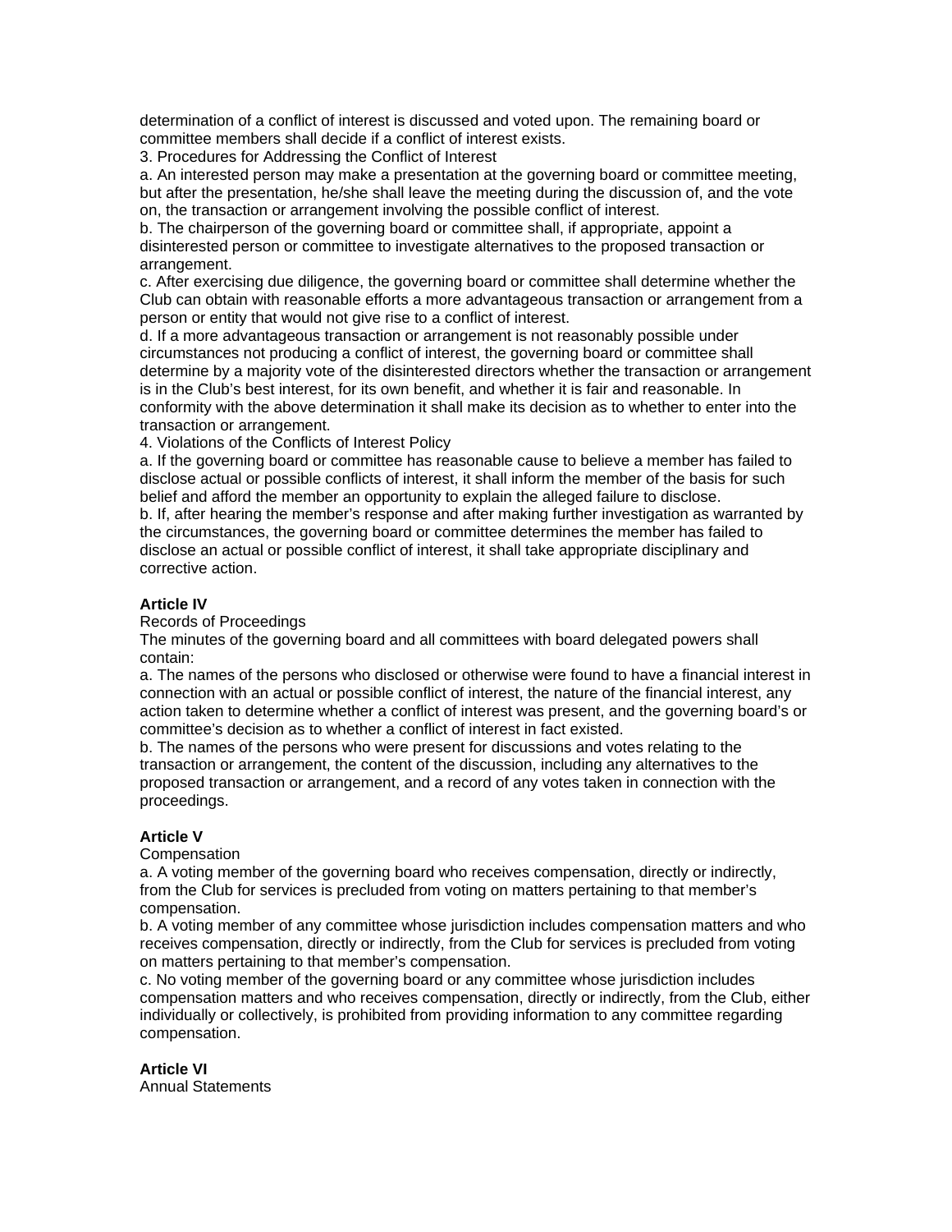determination of a conflict of interest is discussed and voted upon. The remaining board or committee members shall decide if a conflict of interest exists.

3. Procedures for Addressing the Conflict of Interest

a. An interested person may make a presentation at the governing board or committee meeting, but after the presentation, he/she shall leave the meeting during the discussion of, and the vote on, the transaction or arrangement involving the possible conflict of interest.

b. The chairperson of the governing board or committee shall, if appropriate, appoint a disinterested person or committee to investigate alternatives to the proposed transaction or arrangement.

c. After exercising due diligence, the governing board or committee shall determine whether the Club can obtain with reasonable efforts a more advantageous transaction or arrangement from a person or entity that would not give rise to a conflict of interest.

d. If a more advantageous transaction or arrangement is not reasonably possible under circumstances not producing a conflict of interest, the governing board or committee shall determine by a majority vote of the disinterested directors whether the transaction or arrangement is in the Club's best interest, for its own benefit, and whether it is fair and reasonable. In conformity with the above determination it shall make its decision as to whether to enter into the transaction or arrangement.

4. Violations of the Conflicts of Interest Policy

a. If the governing board or committee has reasonable cause to believe a member has failed to disclose actual or possible conflicts of interest, it shall inform the member of the basis for such belief and afford the member an opportunity to explain the alleged failure to disclose.

b. If, after hearing the member's response and after making further investigation as warranted by the circumstances, the governing board or committee determines the member has failed to disclose an actual or possible conflict of interest, it shall take appropriate disciplinary and corrective action.

**Article IV**

Records of Proceedings

The minutes of the governing board and all committees with board delegated powers shall contain:

a. The names of the persons who disclosed or otherwise were found to have a financial interest in connection with an actual or possible conflict of interest, the nature of the financial interest, any action taken to determine whether a conflict of interest was present, and the governing board's or committee's decision as to whether a conflict of interest in fact existed.

b. The names of the persons who were present for discussions and votes relating to the transaction or arrangement, the content of the discussion, including any alternatives to the proposed transaction or arrangement, and a record of any votes taken in connection with the proceedings.

**Article V**

Compensation

a. A voting member of the governing board who receives compensation, directly or indirectly, from the Club for services is precluded from voting on matters pertaining to that member's compensation.

b. A voting member of any committee whose jurisdiction includes compensation matters and who receives compensation, directly or indirectly, from the Club for services is precluded from voting on matters pertaining to that member's compensation.

c. No voting member of the governing board or any committee whose jurisdiction includes compensation matters and who receives compensation, directly or indirectly, from the Club, either individually or collectively, is prohibited from providing information to any committee regarding compensation.

**Article VI**

Annual Statements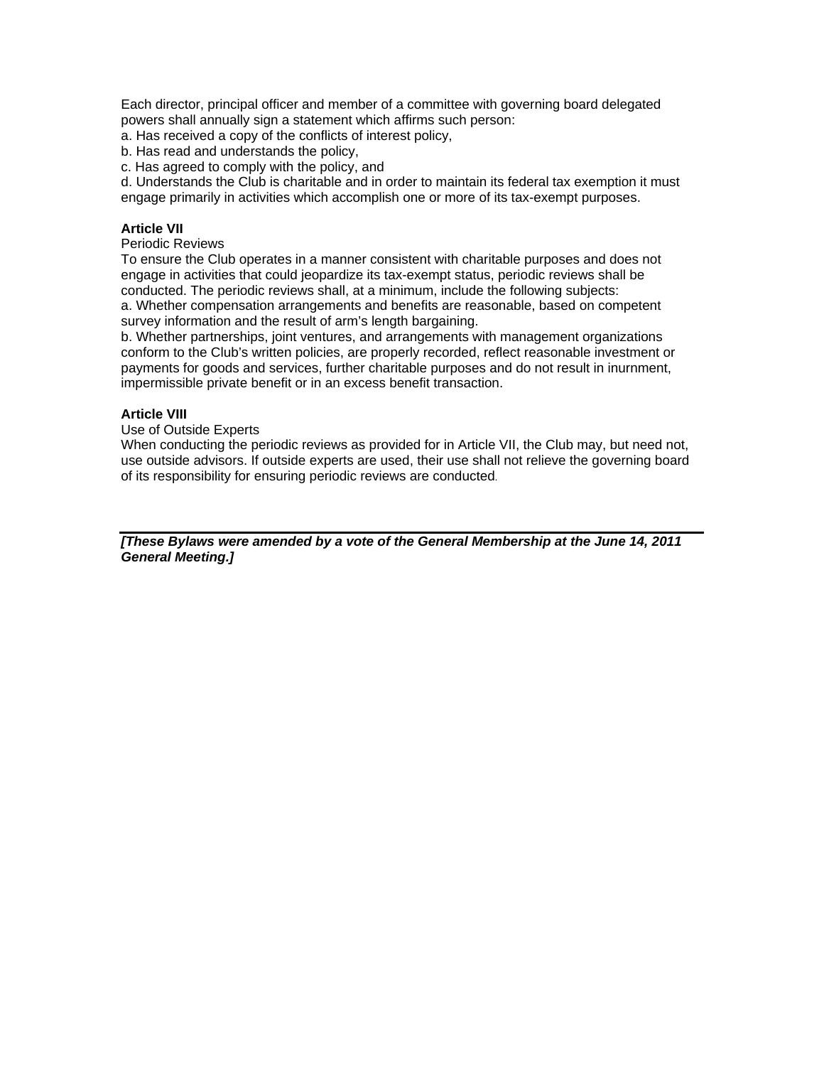Each director, principal officer and member of a committee with governing board delegated powers shall annually sign a statement which affirms such person:

a. Has received a copy of the conflicts of interest policy,

b. Has read and understands the policy,

c. Has agreed to comply with the policy, and

d. Understands the Club is charitable and in order to maintain its federal tax exemption it must engage primarily in activities which accomplish one or more of its tax-exempt purposes.

**Article VII**

Periodic Reviews

To ensure the Club operates in a manner consistent with charitable purposes and does not engage in activities that could jeopardize its tax-exempt status, periodic reviews shall be conducted. The periodic reviews shall, at a minimum, include the following subjects:

a. Whether compensation arrangements and benefits are reasonable, based on competent survey information and the result of arm's length bargaining.

b. Whether partnerships, joint ventures, and arrangements with management organizations conform to the Club's written policies, are properly recorded, reflect reasonable investment or payments for goods and services, further charitable purposes and do not result in inurnment, impermissible private benefit or in an excess benefit transaction.

**Article VIII**

Use of Outside Experts

When conducting the periodic reviews as provided for in Article VII, the Club may, but need not, use outside advisors. If outside experts are used, their use shall not relieve the governing board of its responsibility for ensuring periodic reviews are conducted.

---

***[These Bylaws were amended by a vote of the General Membership at the June 14, 2011 General Meeting.]***